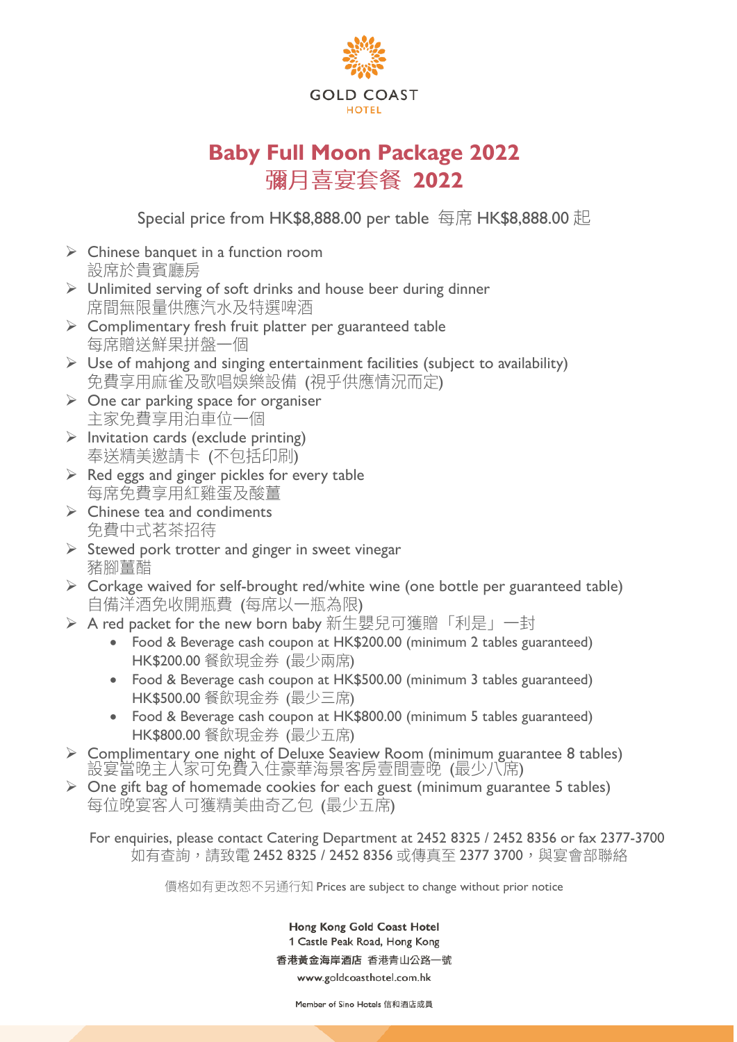GOLD COAST
HOTEL

# Baby Full Moon Package 2022
# 彌月喜宴套餐 2022

Special price from HK$8,888.00 per table 每席 HK$8,888.00 起

- Chinese banquet in a function room
  設席於貴賓廳房
- Unlimited serving of soft drinks and house beer during dinner
  席間無限量供應汽水及特選啤酒
- Complimentary fresh fruit platter per guaranteed table
  每席贈送鮮果拼盤一個
- Use of mahjong and singing entertainment facilities (subject to availability)
  免費享用麻雀及歌唱娛樂設備 (視乎供應情況而定)
- One car parking space for organiser
  主家免費享用泊車位一個
- Invitation cards (exclude printing)
  奉送精美邀請卡 (不包括印刷)
- Red eggs and ginger pickles for every table
  每席免費享用紅雞蛋及酸薑
- Chinese tea and condiments
  免費中式茗茶招待
- Stewed pork trotter and ginger in sweet vinegar
  豬腳薑醋
- Corkage waived for self-brought red/white wine (one bottle per guaranteed table)
  自備洋酒免收開瓶費 (每席以一瓶為限)
- A red packet for the new born baby 新生嬰兒可獲贈「利是」一封
  - Food & Beverage cash coupon at HK$200.00 (minimum 2 tables guaranteed)
    HK$200.00 餐飲現金券 (最少兩席)
  - Food & Beverage cash coupon at HK$500.00 (minimum 3 tables guaranteed)
    HK$500.00 餐飲現金券 (最少三席)
  - Food & Beverage cash coupon at HK$800.00 (minimum 5 tables guaranteed)
    HK$800.00 餐飲現金券 (最少五席)
- Complimentary one night of Deluxe Seaview Room (minimum guarantee 8 tables)
  設宴當晚主人家可免費入住豪華海景客房壹間壹晚 (最少八席)
- One gift bag of homemade cookies for each guest (minimum guarantee 5 tables)
  每位晚宴客人可獲精美曲奇乙包 (最少五席)

For enquiries, please contact Catering Department at 2452 8325 / 2452 8356 or fax 2377-3700
如有查詢，請致電 2452 8325 / 2452 8356 或傳真至 2377 3700，與宴會部聯絡

價格如有更改恕不另通行知 Prices are subject to change without prior notice

**Hong Kong Gold Coast Hotel**
1 Castle Peak Road, Hong Kong
**香港黃金海岸酒店** 香港青山公路一號
www.goldcoasthotel.com.hk

Member of Sino Hotels 信和酒店成員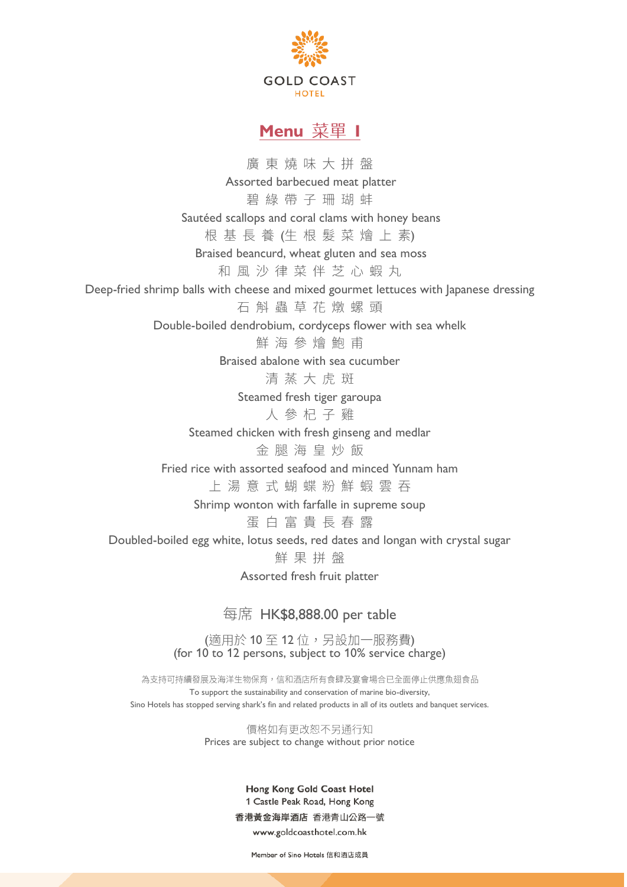GOLD COAST
HOTEL

# Menu 菜單 I

廣 東 燒 味 大 拼 盤
Assorted barbecued meat platter

碧 綠 帶 子 珊 瑚 蚌
Sautéed scallops and coral clams with honey beans

根 基 長 養 (生 根 髮 菜 燴 上 素)
Braised beancurd, wheat gluten and sea moss

和 風 沙 律 菜 伴 芝 心 蝦 丸
Deep-fried shrimp balls with cheese and mixed gourmet lettuces with Japanese dressing

石 斛 蟲 草 花 燉 螺 頭
Double-boiled dendrobium, cordyceps flower with sea whelk

鮮 海 參 燴 鮑 甫
Braised abalone with sea cucumber

清 蒸 大 虎 斑
Steamed fresh tiger garoupa

人 參 杞 子 雞
Steamed chicken with fresh ginseng and medlar

金 腿 海 皇 炒 飯
Fried rice with assorted seafood and minced Yunnam ham

上 湯 意 式 蝴 蝶 粉 鮮 蝦 雲 吞
Shrimp wonton with farfalle in supreme soup

蛋 白 富 貴 長 春 露
Doubled-boiled egg white, lotus seeds, red dates and longan with crystal sugar

鮮 果 拼 盤
Assorted fresh fruit platter

每席 HK$8,888.00 per table

(適用於 10 至 12 位，另設加一服務費)
(for 10 to 12 persons, subject to 10% service charge)

為支持可持續發展及海洋生物保育，信和酒店所有食肆及宴會場合已全面停止供應魚翅食品
To support the sustainability and conservation of marine bio-diversity,
Sino Hotels has stopped serving shark's fin and related products in all of its outlets and banquet services.

價格如有更改恕不另通行知
Prices are subject to change without prior notice

**Hong Kong Gold Coast Hotel**
1 Castle Peak Road, Hong Kong
**香港黃金海岸酒店** 香港青山公路一號
www.goldcoasthotel.com.hk

Member of Sino Hotels 信和酒店成員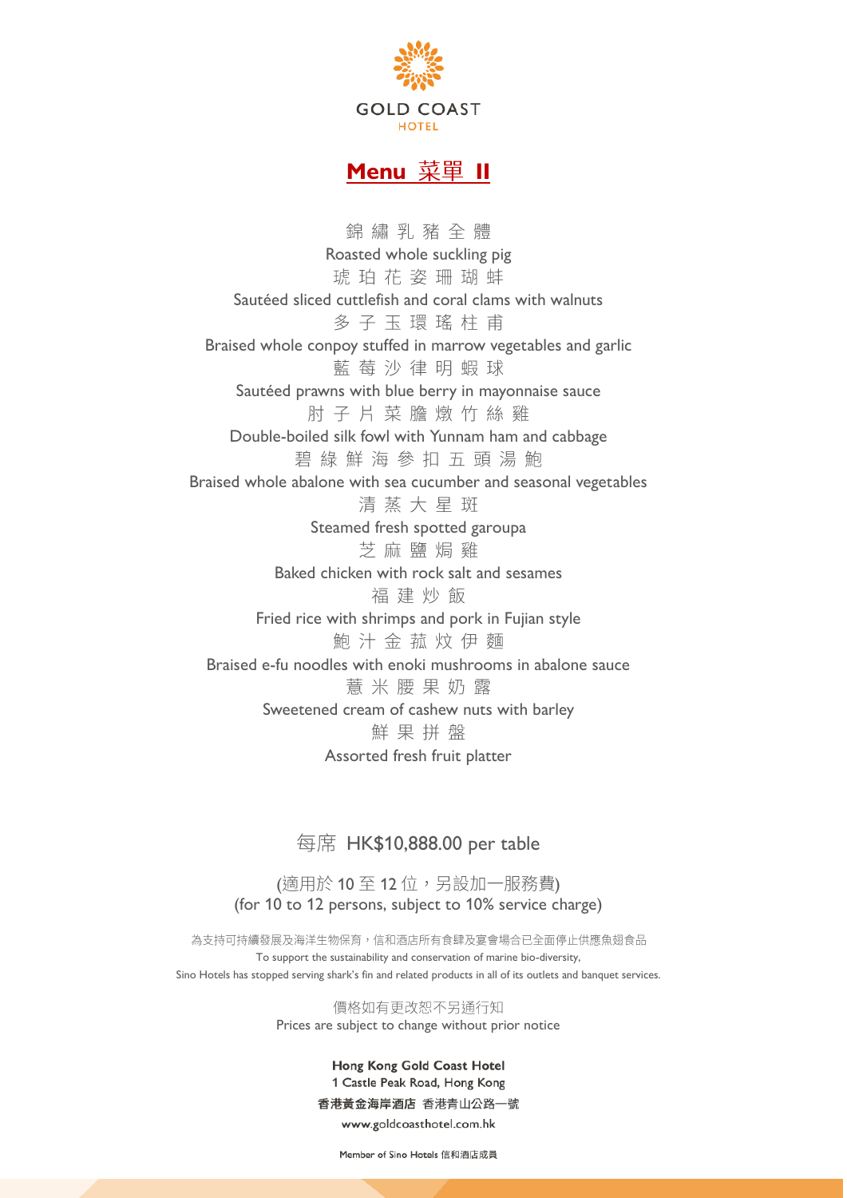GOLD COAST
HOTEL

# Menu 菜單 II

錦 繡 乳 豬 全 體
Roasted whole suckling pig

琥 珀 花 姿 珊 瑚 蚌
Sautéed sliced cuttlefish and coral clams with walnuts

多 子 玉 環 瑤 柱 甫
Braised whole conpoy stuffed in marrow vegetables and garlic

藍 莓 沙 律 明 蝦 球
Sautéed prawns with blue berry in mayonnaise sauce

肘 子 片 菜 膽 燉 竹 絲 雞
Double-boiled silk fowl with Yunnam ham and cabbage

碧 綠 鮮 海 參 扣 五 頭 湯 鮑
Braised whole abalone with sea cucumber and seasonal vegetables

清 蒸 大 星 斑
Steamed fresh spotted garoupa

芝 麻 鹽 焗 雞
Baked chicken with rock salt and sesames

福 建 炒 飯
Fried rice with shrimps and pork in Fujian style

鮑 汁 金 菇 炆 伊 麵
Braised e-fu noodles with enoki mushrooms in abalone sauce

薏 米 腰 果 奶 露
Sweetened cream of cashew nuts with barley

鮮 果 拼 盤
Assorted fresh fruit platter

每席 HK$10,888.00 per table

(適用於 10 至 12 位，另設加一服務費)
(for 10 to 12 persons, subject to 10% service charge)

為支持可持續發展及海洋生物保育，信和酒店所有食肆及宴會場合已全面停止供應魚翅食品
To support the sustainability and conservation of marine bio-diversity,
Sino Hotels has stopped serving shark's fin and related products in all of its outlets and banquet services.

價格如有更改恕不另通行知
Prices are subject to change without prior notice

**Hong Kong Gold Coast Hotel**
**1 Castle Peak Road, Hong Kong**
**香港黃金海岸酒店 香港青山公路一號**
**www.goldcoasthotel.com.hk**

Member of Sino Hotels 信和酒店成員